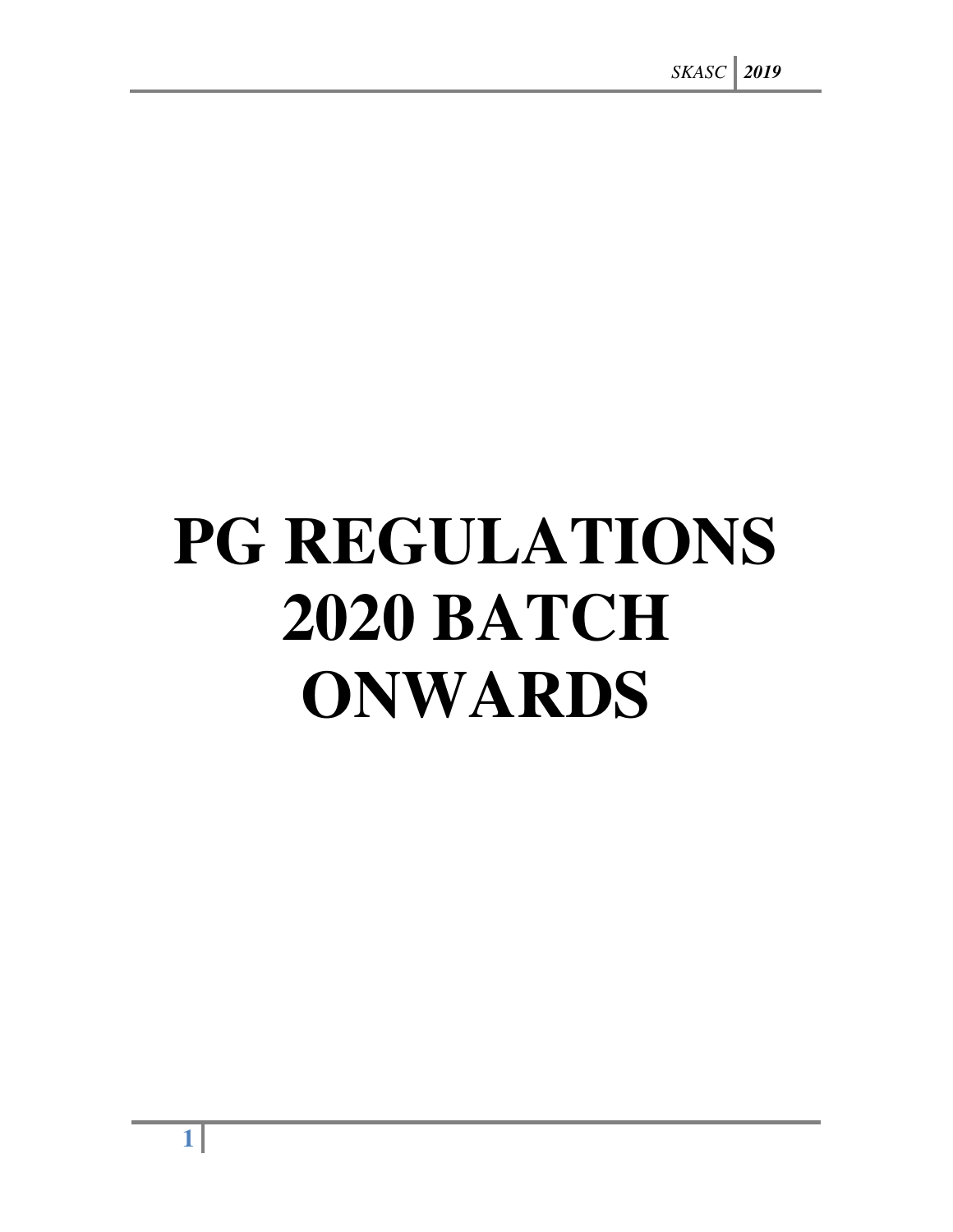# PG REGULATIONS 2020 BATCH ONWARDS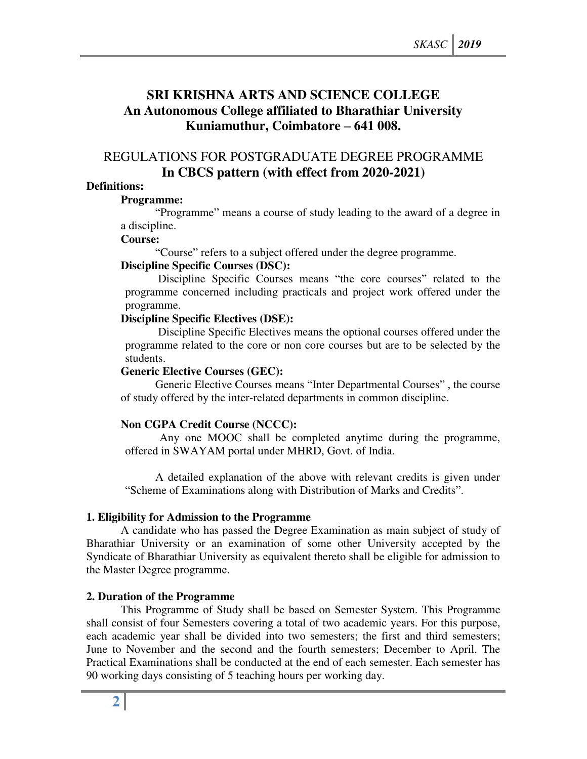# SRI KRISHNA ARTS AND SCIENCE COLLEGE
## An Autonomous College affiliated to Bharathiar University
## Kuniamuthur, Coimbatore – 641 008.

## REGULATIONS FOR POSTGRADUATE DEGREE PROGRAMME
## In CBCS pattern (with effect from 2020-2021)

**Definitions:**

**Programme:**

"Programme" means a course of study leading to the award of a degree in a discipline.

**Course:**

"Course" refers to a subject offered under the degree programme.

**Discipline Specific Courses (DSC):**

Discipline Specific Courses means "the core courses" related to the programme concerned including practicals and project work offered under the programme.

**Discipline Specific Electives (DSE):**

Discipline Specific Electives means the optional courses offered under the programme related to the core or non core courses but are to be selected by the students.

**Generic Elective Courses (GEC):**

Generic Elective Courses means "Inter Departmental Courses" , the course of study offered by the inter-related departments in common discipline.

**Non CGPA Credit Course (NCCC):**

Any one MOOC shall be completed anytime during the programme, offered in SWAYAM portal under MHRD, Govt. of India.

A detailed explanation of the above with relevant credits is given under "Scheme of Examinations along with Distribution of Marks and Credits".

**1. Eligibility for Admission to the Programme**

A candidate who has passed the Degree Examination as main subject of study of Bharathiar University or an examination of some other University accepted by the Syndicate of Bharathiar University as equivalent thereto shall be eligible for admission to the Master Degree programme.

**2. Duration of the Programme**

This Programme of Study shall be based on Semester System. This Programme shall consist of four Semesters covering a total of two academic years. For this purpose, each academic year shall be divided into two semesters; the first and third semesters; June to November and the second and the fourth semesters; December to April. The Practical Examinations shall be conducted at the end of each semester. Each semester has 90 working days consisting of 5 teaching hours per working day.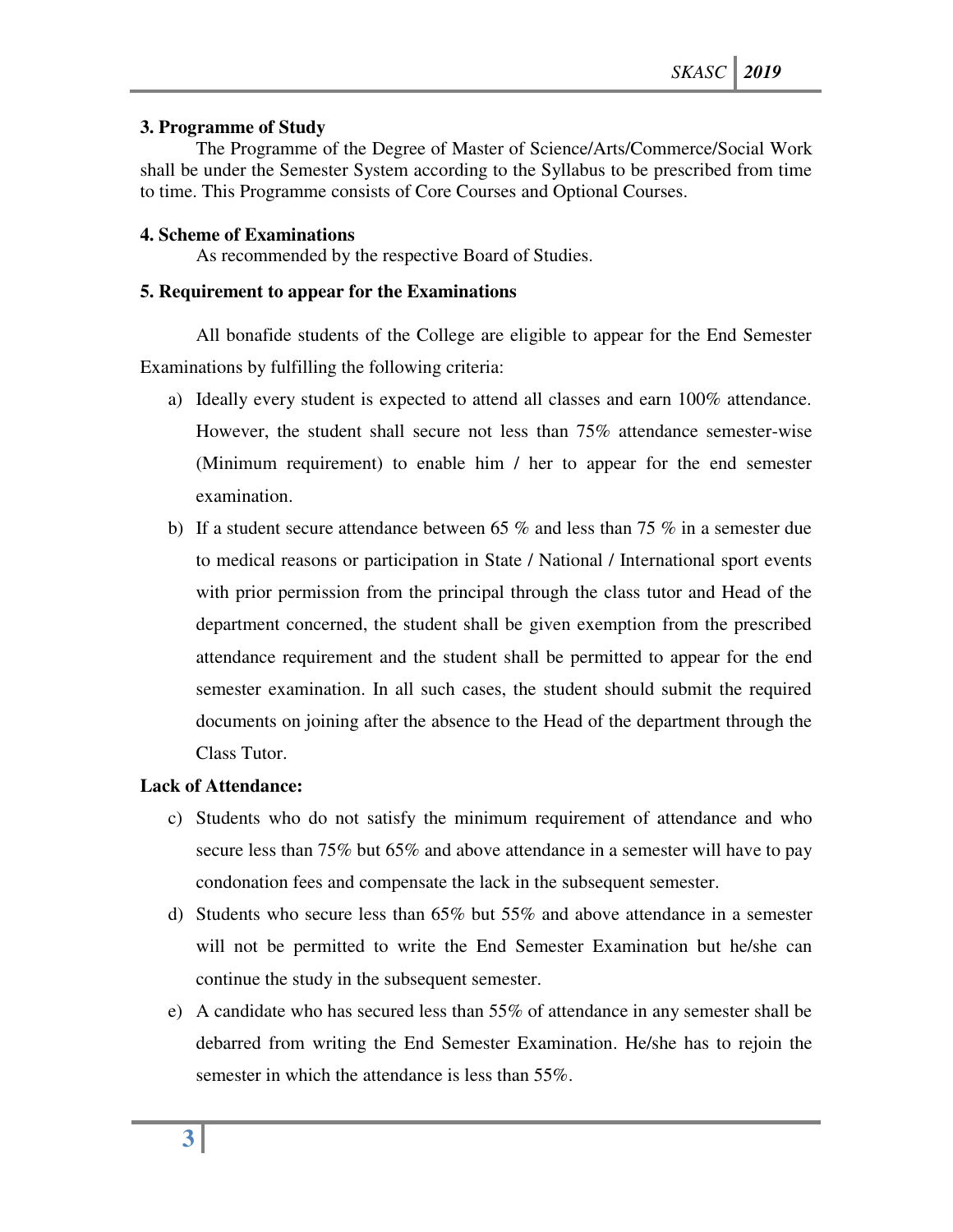**3. Programme of Study**

The Programme of the Degree of Master of Science/Arts/Commerce/Social Work shall be under the Semester System according to the Syllabus to be prescribed from time to time. This Programme consists of Core Courses and Optional Courses.

**4. Scheme of Examinations**

As recommended by the respective Board of Studies.

**5. Requirement to appear for the Examinations**

All bonafide students of the College are eligible to appear for the End Semester Examinations by fulfilling the following criteria:

a) Ideally every student is expected to attend all classes and earn 100% attendance. However, the student shall secure not less than 75% attendance semester-wise (Minimum requirement) to enable him / her to appear for the end semester examination.

b) If a student secure attendance between 65 % and less than 75 % in a semester due to medical reasons or participation in State / National / International sport events with prior permission from the principal through the class tutor and Head of the department concerned, the student shall be given exemption from the prescribed attendance requirement and the student shall be permitted to appear for the end semester examination. In all such cases, the student should submit the required documents on joining after the absence to the Head of the department through the Class Tutor.

**Lack of Attendance:**

c) Students who do not satisfy the minimum requirement of attendance and who secure less than 75% but 65% and above attendance in a semester will have to pay condonation fees and compensate the lack in the subsequent semester.

d) Students who secure less than 65% but 55% and above attendance in a semester will not be permitted to write the End Semester Examination but he/she can continue the study in the subsequent semester.

e) A candidate who has secured less than 55% of attendance in any semester shall be debarred from writing the End Semester Examination. He/she has to rejoin the semester in which the attendance is less than 55%.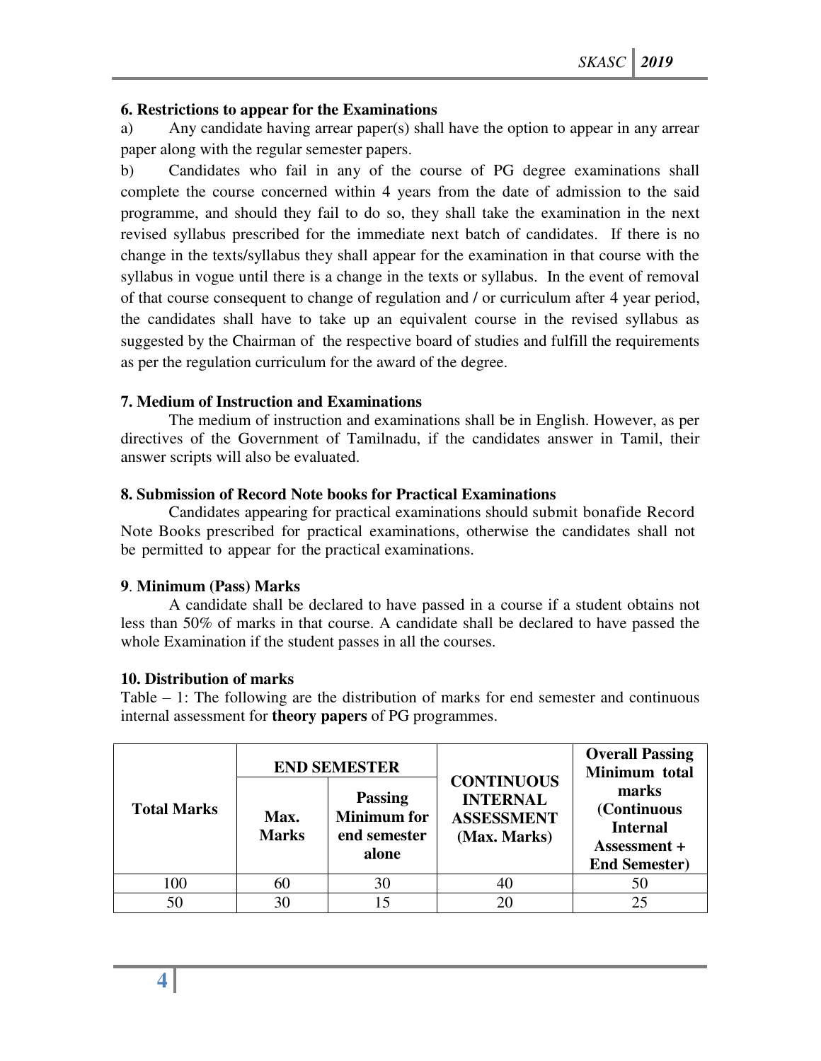**6. Restrictions to appear for the Examinations**

a) Any candidate having arrear paper(s) shall have the option to appear in any arrear paper along with the regular semester papers.

b) Candidates who fail in any of the course of PG degree examinations shall complete the course concerned within 4 years from the date of admission to the said programme, and should they fail to do so, they shall take the examination in the next revised syllabus prescribed for the immediate next batch of candidates. If there is no change in the texts/syllabus they shall appear for the examination in that course with the syllabus in vogue until there is a change in the texts or syllabus. In the event of removal of that course consequent to change of regulation and / or curriculum after 4 year period, the candidates shall have to take up an equivalent course in the revised syllabus as suggested by the Chairman of the respective board of studies and fulfill the requirements as per the regulation curriculum for the award of the degree.

**7. Medium of Instruction and Examinations**

The medium of instruction and examinations shall be in English. However, as per directives of the Government of Tamilnadu, if the candidates answer in Tamil, their answer scripts will also be evaluated.

**8. Submission of Record Note books for Practical Examinations**

Candidates appearing for practical examinations should submit bonafide Record Note Books prescribed for practical examinations, otherwise the candidates shall not be permitted to appear for the practical examinations.

**9. Minimum (Pass) Marks**

A candidate shall be declared to have passed in a course if a student obtains not less than 50% of marks in that course. A candidate shall be declared to have passed the whole Examination if the student passes in all the courses.

**10. Distribution of marks**

Table – 1: The following are the distribution of marks for end semester and continuous internal assessment for **theory papers** of PG programmes.

| Total Marks | END SEMESTER | | CONTINUOUS INTERNAL ASSESSMENT (Max. Marks) | Overall Passing Minimum total marks (Continuous Internal Assessment + End Semester) |
|---|---|---|---|---|
| | Max. Marks | Passing Minimum for end semester alone | | |
| 100 | 60 | 30 | 40 | 50 |
| 50 | 30 | 15 | 20 | 25 |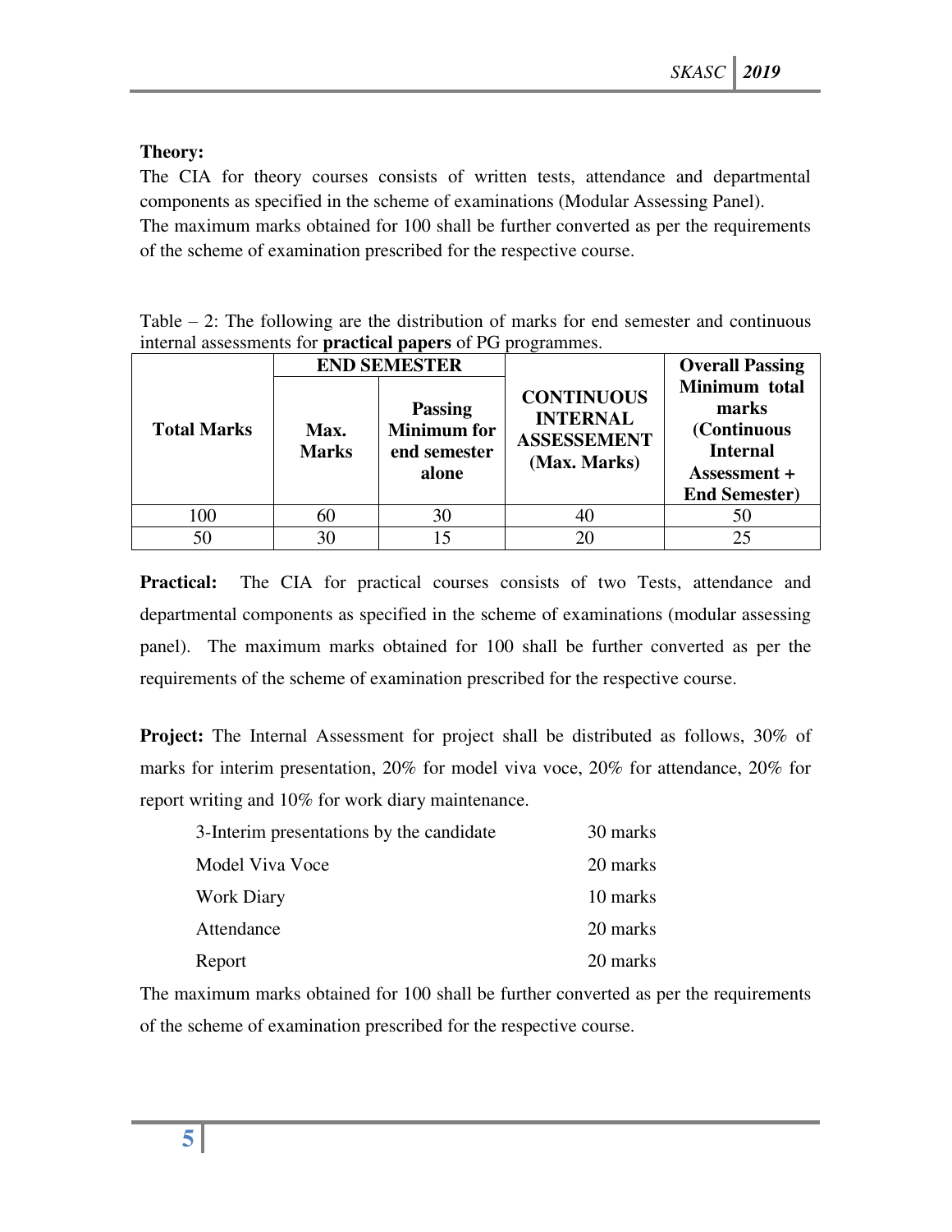**Theory:**

The CIA for theory courses consists of written tests, attendance and departmental components as specified in the scheme of examinations (Modular Assessing Panel).

The maximum marks obtained for 100 shall be further converted as per the requirements of the scheme of examination prescribed for the respective course.

Table – 2: The following are the distribution of marks for end semester and continuous internal assessments for **practical papers** of PG programmes.

| **Total Marks** | **END SEMESTER** | | **CONTINUOUS INTERNAL ASSESSEMENT (Max. Marks)** | **Overall Passing Minimum total marks (Continuous Internal Assessment + End Semester)** |
|---|---|---|---|---|
| | **Max. Marks** | **Passing Minimum for end semester alone** | | |
| 100 | 60 | 30 | 40 | 50 |
| 50 | 30 | 15 | 20 | 25 |

**Practical:** The CIA for practical courses consists of two Tests, attendance and departmental components as specified in the scheme of examinations (modular assessing panel). The maximum marks obtained for 100 shall be further converted as per the requirements of the scheme of examination prescribed for the respective course.

**Project:** The Internal Assessment for project shall be distributed as follows, 30% of marks for interim presentation, 20% for model viva voce, 20% for attendance, 20% for report writing and 10% for work diary maintenance.

| | |
|---|---|
| 3-Interim presentations by the candidate | 30 marks |
| Model Viva Voce | 20 marks |
| Work Diary | 10 marks |
| Attendance | 20 marks |
| Report | 20 marks |

The maximum marks obtained for 100 shall be further converted as per the requirements of the scheme of examination prescribed for the respective course.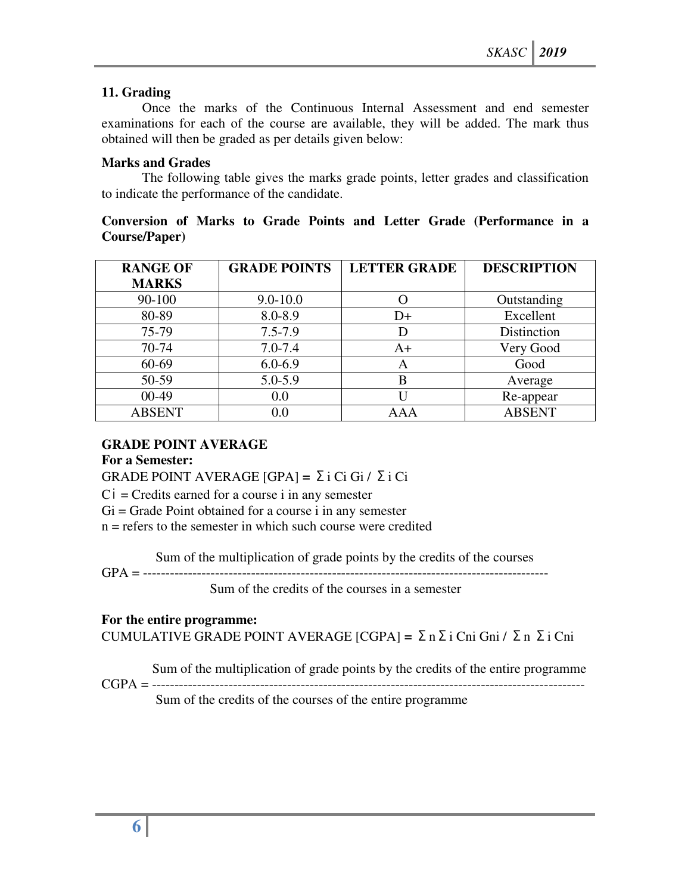## 11. Grading

Once the marks of the Continuous Internal Assessment and end semester examinations for each of the course are available, they will be added. The mark thus obtained will then be graded as per details given below:

### Marks and Grades

The following table gives the marks grade points, letter grades and classification to indicate the performance of the candidate.

**Conversion of Marks to Grade Points and Letter Grade (Performance in a Course/Paper)**

| RANGE OF MARKS | GRADE POINTS | LETTER GRADE | DESCRIPTION |
|---|---|---|---|
| 90-100 | 9.0-10.0 | O | Outstanding |
| 80-89 | 8.0-8.9 | D+ | Excellent |
| 75-79 | 7.5-7.9 | D | Distinction |
| 70-74 | 7.0-7.4 | A+ | Very Good |
| 60-69 | 6.0-6.9 | A | Good |
| 50-59 | 5.0-5.9 | B | Average |
| 00-49 | 0.0 | U | Re-appear |
| ABSENT | 0.0 | AAA | ABSENT |

**GRADE POINT AVERAGE**

**For a Semester:**

GRADE POINT AVERAGE [GPA] = $\Sigma_i C_i G_i / \Sigma_i C_i$

$C_i$ = Credits earned for a course i in any semester

$G_i$ = Grade Point obtained for a course i in any semester

n = refers to the semester in which such course were credited

$$\text{GPA} = \frac{\text{Sum of the multiplication of grade points by the credits of the courses}}{\text{Sum of the credits of the courses in a semester}}$$

**For the entire programme:**

CUMULATIVE GRADE POINT AVERAGE [CGPA] = $\Sigma_n \Sigma_i C_{ni} G_{ni} / \Sigma_n \Sigma_i C_{ni}$

$$\text{CGPA} = \frac{\text{Sum of the multiplication of grade points by the credits of the entire programme}}{\text{Sum of the credits of the courses of the entire programme}}$$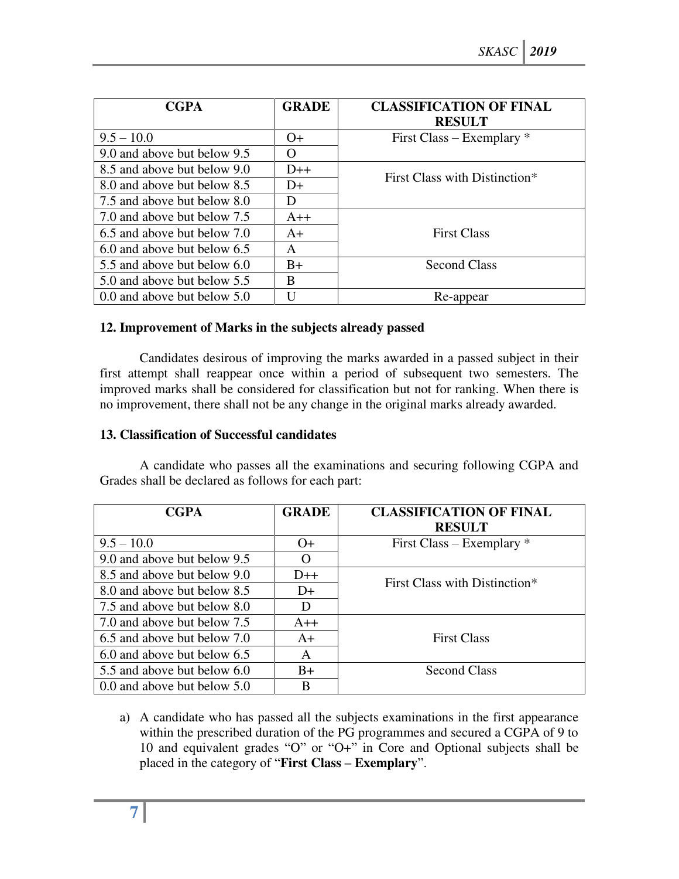| CGPA | GRADE | CLASSIFICATION OF FINAL RESULT |
|---|---|---|
| 9.5 – 10.0 | O+ | First Class – Exemplary * |
| 9.0 and above but below 9.5 | O | |
| 8.5 and above but below 9.0 | D++ | First Class with Distinction* |
| 8.0 and above but below 8.5 | D+ | |
| 7.5 and above but below 8.0 | D | |
| 7.0 and above but below 7.5 | A++ | First Class |
| 6.5 and above but below 7.0 | A+ | |
| 6.0 and above but below 6.5 | A | |
| 5.5 and above but below 6.0 | B+ | Second Class |
| 5.0 and above but below 5.5 | B | |
| 0.0 and above but below 5.0 | U | Re-appear |

### 12. Improvement of Marks in the subjects already passed

Candidates desirous of improving the marks awarded in a passed subject in their first attempt shall reappear once within a period of subsequent two semesters. The improved marks shall be considered for classification but not for ranking. When there is no improvement, there shall not be any change in the original marks already awarded.

### 13. Classification of Successful candidates

A candidate who passes all the examinations and securing following CGPA and Grades shall be declared as follows for each part:

| CGPA | GRADE | CLASSIFICATION OF FINAL RESULT |
|---|---|---|
| 9.5 – 10.0 | O+ | First Class – Exemplary * |
| 9.0 and above but below 9.5 | O | |
| 8.5 and above but below 9.0 | D++ | First Class with Distinction* |
| 8.0 and above but below 8.5 | D+ | |
| 7.5 and above but below 8.0 | D | |
| 7.0 and above but below 7.5 | A++ | First Class |
| 6.5 and above but below 7.0 | A+ | |
| 6.0 and above but below 6.5 | A | |
| 5.5 and above but below 6.0 | B+ | Second Class |
| 0.0 and above but below 5.0 | B | |

a) A candidate who has passed all the subjects examinations in the first appearance within the prescribed duration of the PG programmes and secured a CGPA of 9 to 10 and equivalent grades "O" or "O+" in Core and Optional subjects shall be placed in the category of "**First Class – Exemplary**".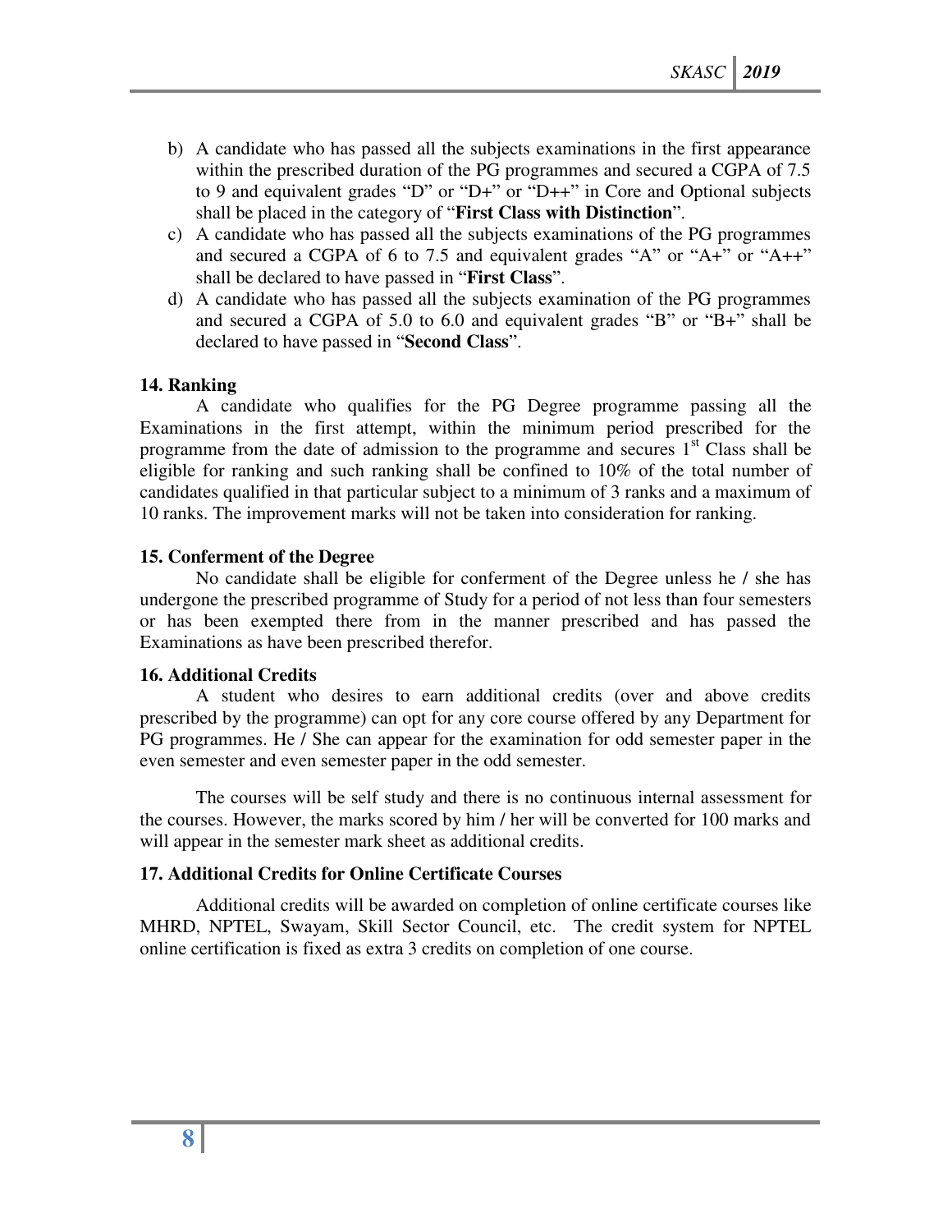b) A candidate who has passed all the subjects examinations in the first appearance within the prescribed duration of the PG programmes and secured a CGPA of 7.5 to 9 and equivalent grades "D" or "D+" or "D++" in Core and Optional subjects shall be placed in the category of "**First Class with Distinction**".

c) A candidate who has passed all the subjects examinations of the PG programmes and secured a CGPA of 6 to 7.5 and equivalent grades "A" or "A+" or "A++" shall be declared to have passed in "**First Class**".

d) A candidate who has passed all the subjects examination of the PG programmes and secured a CGPA of 5.0 to 6.0 and equivalent grades "B" or "B+" shall be declared to have passed in "**Second Class**".

**14. Ranking**

A candidate who qualifies for the PG Degree programme passing all the Examinations in the first attempt, within the minimum period prescribed for the programme from the date of admission to the programme and secures 1st Class shall be eligible for ranking and such ranking shall be confined to 10% of the total number of candidates qualified in that particular subject to a minimum of 3 ranks and a maximum of 10 ranks. The improvement marks will not be taken into consideration for ranking.

**15. Conferment of the Degree**

No candidate shall be eligible for conferment of the Degree unless he / she has undergone the prescribed programme of Study for a period of not less than four semesters or has been exempted there from in the manner prescribed and has passed the Examinations as have been prescribed therefor.

**16. Additional Credits**

A student who desires to earn additional credits (over and above credits prescribed by the programme) can opt for any core course offered by any Department for PG programmes. He / She can appear for the examination for odd semester paper in the even semester and even semester paper in the odd semester.

The courses will be self study and there is no continuous internal assessment for the courses. However, the marks scored by him / her will be converted for 100 marks and will appear in the semester mark sheet as additional credits.

**17. Additional Credits for Online Certificate Courses**

Additional credits will be awarded on completion of online certificate courses like MHRD, NPTEL, Swayam, Skill Sector Council, etc. The credit system for NPTEL online certification is fixed as extra 3 credits on completion of one course.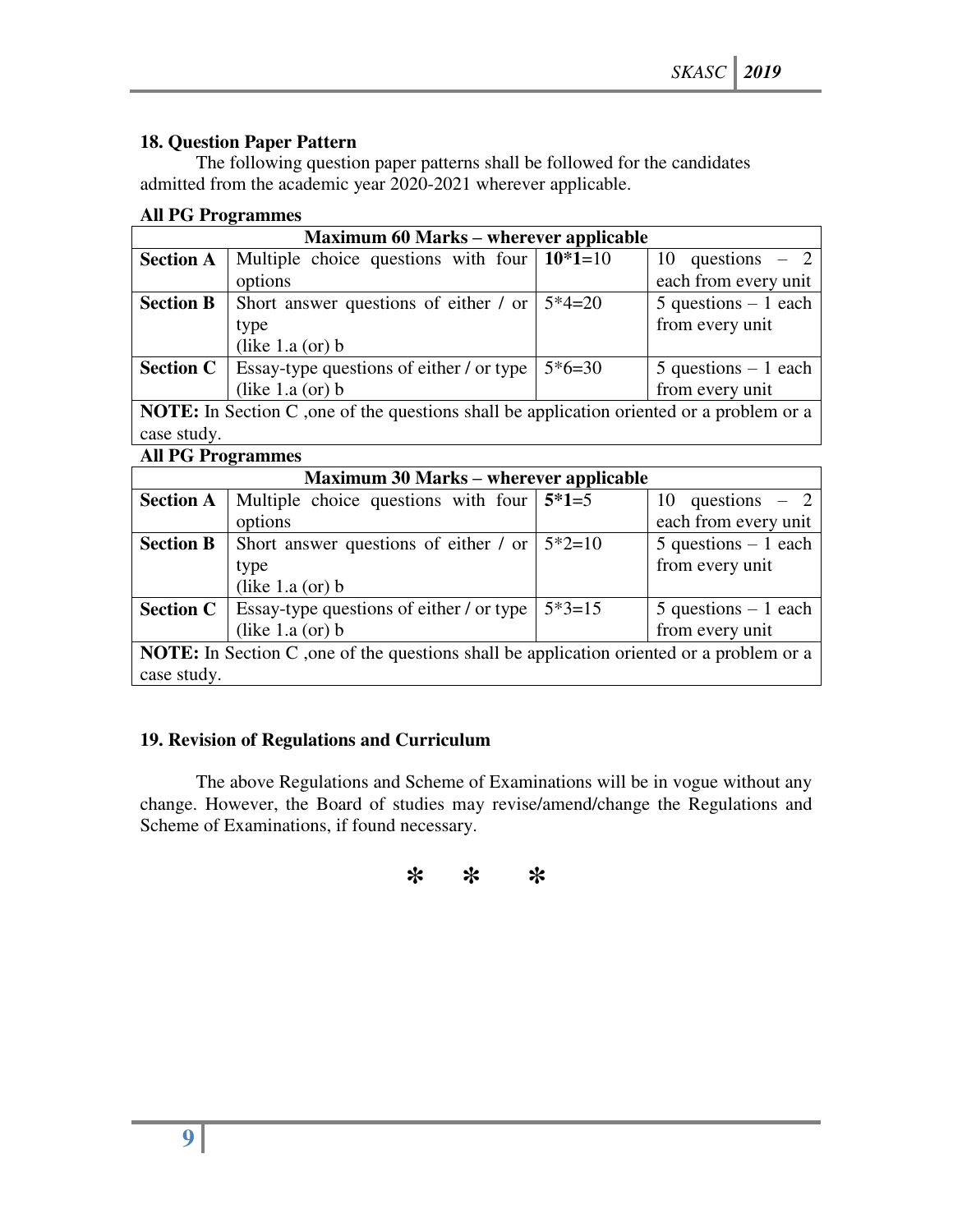### 18. Question Paper Pattern

The following question paper patterns shall be followed for the candidates admitted from the academic year 2020-2021 wherever applicable.

**All PG Programmes**

| **Maximum 60 Marks – wherever applicable** | | | |
|---|---|---|---|
| **Section A** | Multiple choice questions with four options | **10*1**=10 | 10 questions – 2 each from every unit |
| **Section B** | Short answer questions of either / or type (like 1.a (or) b | 5*4=20 | 5 questions – 1 each from every unit |
| **Section C** | Essay-type questions of either / or type (like 1.a (or) b | 5*6=30 | 5 questions – 1 each from every unit |
| **NOTE:** In Section C ,one of the questions shall be application oriented or a problem or a case study. | | | |

**All PG Programmes**

| **Maximum 30 Marks – wherever applicable** | | | |
|---|---|---|---|
| **Section A** | Multiple choice questions with four options | **5*1**=5 | 10 questions – 2 each from every unit |
| **Section B** | Short answer questions of either / or type (like 1.a (or) b | 5*2=10 | 5 questions – 1 each from every unit |
| **Section C** | Essay-type questions of either / or type (like 1.a (or) b | 5*3=15 | 5 questions – 1 each from every unit |
| **NOTE:** In Section C ,one of the questions shall be application oriented or a problem or a case study. | | | |

### 19. Revision of Regulations and Curriculum

The above Regulations and Scheme of Examinations will be in vogue without any change. However, the Board of studies may revise/amend/change the Regulations and Scheme of Examinations, if found necessary.

✻ ✻ ✻